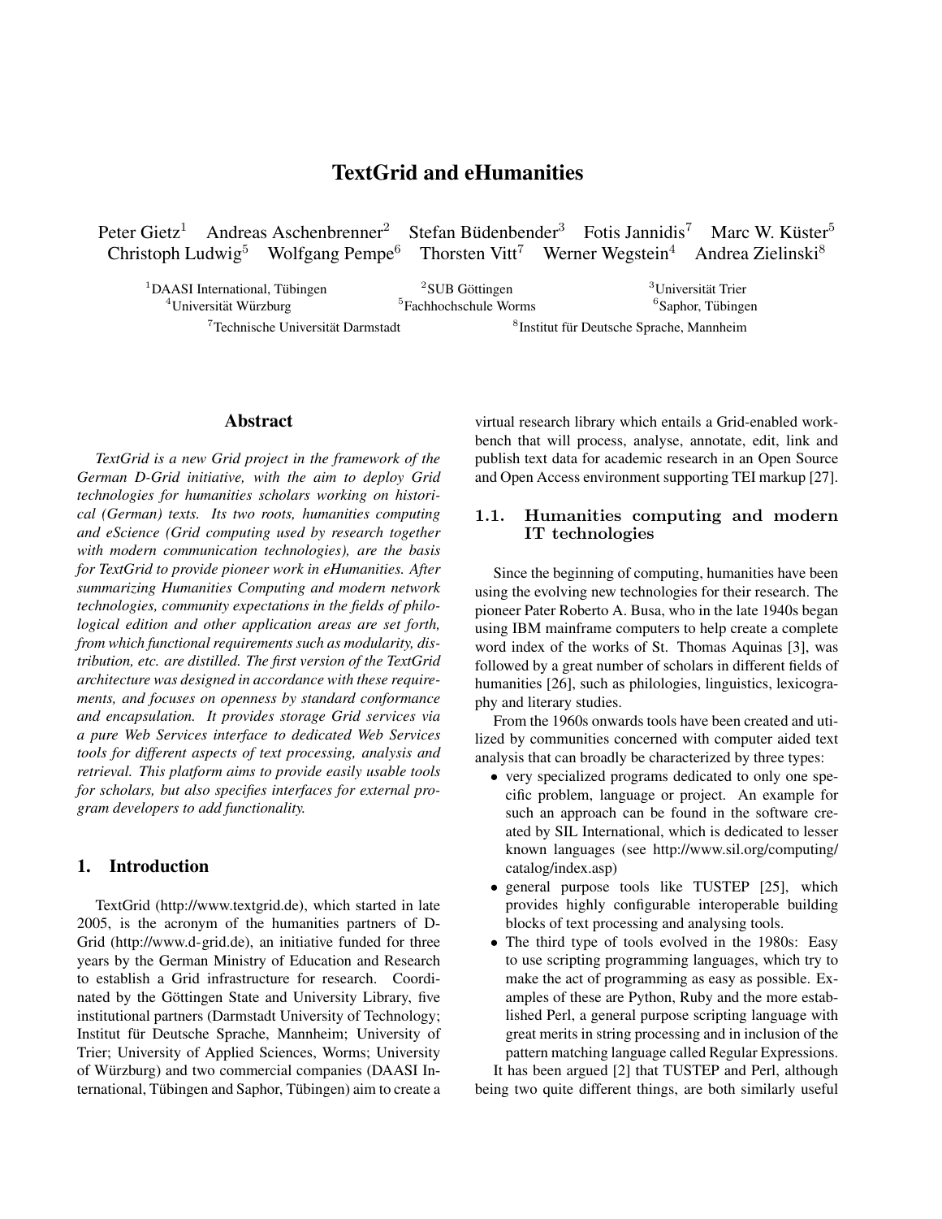# TextGrid and eHumanities

Peter Gietz[1] Andreas Aschenbrenner[2] Stefan Büdenbender[3] Fotis Jannidis[7] Marc W. Küster[5] Christoph Ludwig[5] Wolfgang Pempe[6] Thorsten Vitt[7] Werner Wegstein[4] Andrea Zielinski[8]

[1]DAASI International, Tübingen [2]SUB Göttingen [3]Universität Trier
[4]Universität Würzburg [5]Fachhochschule Worms [6]Saphor, Tübingen
[7]Technische Universität Darmstadt [8]Institut für Deutsche Sprache, Mannheim

## Abstract

*TextGrid is a new Grid project in the framework of the German D-Grid initiative, with the aim to deploy Grid technologies for humanities scholars working on historical (German) texts. Its two roots, humanities computing and eScience (Grid computing used by research together with modern communication technologies), are the basis for TextGrid to provide pioneer work in eHumanities. After summarizing Humanities Computing and modern network technologies, community expectations in the fields of philological edition and other application areas are set forth, from which functional requirements such as modularity, distribution, etc. are distilled. The first version of the TextGrid architecture was designed in accordance with these requirements, and focuses on openness by standard conformance and encapsulation. It provides storage Grid services via a pure Web Services interface to dedicated Web Services tools for different aspects of text processing, analysis and retrieval. This platform aims to provide easily usable tools for scholars, but also specifies interfaces for external program developers to add functionality.*

## 1. Introduction

TextGrid (http://www.textgrid.de), which started in late 2005, is the acronym of the humanities partners of D-Grid (http://www.d-grid.de), an initiative funded for three years by the German Ministry of Education and Research to establish a Grid infrastructure for research. Coordinated by the Göttingen State and University Library, five institutional partners (Darmstadt University of Technology; Institut für Deutsche Sprache, Mannheim; University of Trier; University of Applied Sciences, Worms; University of Würzburg) and two commercial companies (DAASI International, Tübingen and Saphor, Tübingen) aim to create a virtual research library which entails a Grid-enabled workbench that will process, analyse, annotate, edit, link and publish text data for academic research in an Open Source and Open Access environment supporting TEI markup [27].

### 1.1. Humanities computing and modern IT technologies

Since the beginning of computing, humanities have been using the evolving new technologies for their research. The pioneer Pater Roberto A. Busa, who in the late 1940s began using IBM mainframe computers to help create a complete word index of the works of St. Thomas Aquinas [3], was followed by a great number of scholars in different fields of humanities [26], such as philologies, linguistics, lexicography and literary studies.

From the 1960s onwards tools have been created and utilized by communities concerned with computer aided text analysis that can broadly be characterized by three types:

- very specialized programs dedicated to only one specific problem, language or project. An example for such an approach can be found in the software created by SIL International, which is dedicated to lesser known languages (see http://www.sil.org/computing/catalog/index.asp)
- general purpose tools like TUSTEP [25], which provides highly configurable interoperable building blocks of text processing and analysing tools.
- The third type of tools evolved in the 1980s: Easy to use scripting programming languages, which try to make the act of programming as easy as possible. Examples of these are Python, Ruby and the more established Perl, a general purpose scripting language with great merits in string processing and in inclusion of the pattern matching language called Regular Expressions.

It has been argued [2] that TUSTEP and Perl, although being two quite different things, are both similarly useful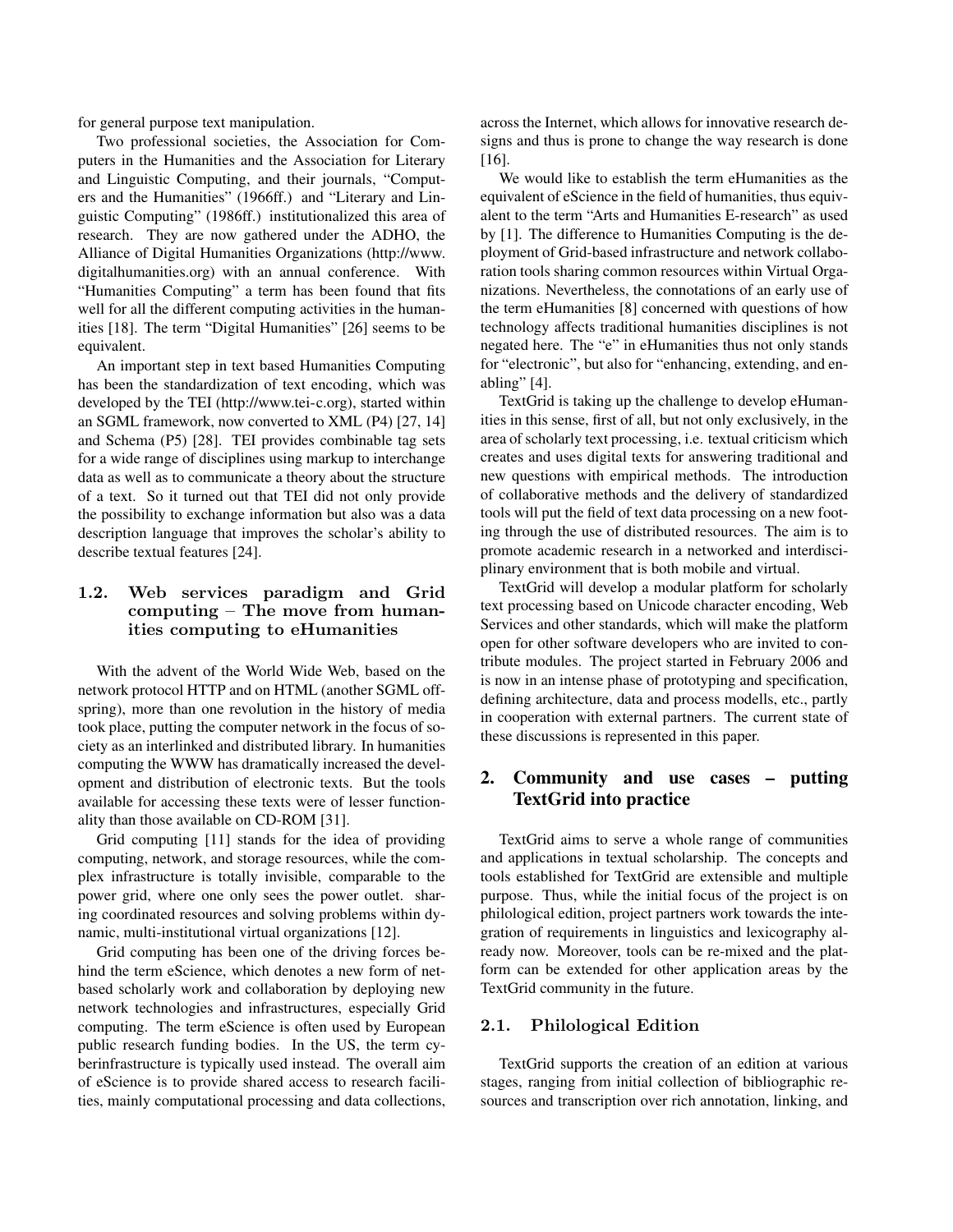for general purpose text manipulation.

Two professional societies, the Association for Computers in the Humanities and the Association for Literary and Linguistic Computing, and their journals, "Computers and the Humanities" (1966ff.) and "Literary and Linguistic Computing" (1986ff.) institutionalized this area of research. They are now gathered under the ADHO, the Alliance of Digital Humanities Organizations (http://www.digitalhumanities.org) with an annual conference. With "Humanities Computing" a term has been found that fits well for all the different computing activities in the humanities [18]. The term "Digital Humanities" [26] seems to be equivalent.

An important step in text based Humanities Computing has been the standardization of text encoding, which was developed by the TEI (http://www.tei-c.org), started within an SGML framework, now converted to XML (P4) [27, 14] and Schema (P5) [28]. TEI provides combinable tag sets for a wide range of disciplines using markup to interchange data as well as to communicate a theory about the structure of a text. So it turned out that TEI did not only provide the possibility to exchange information but also was a data description language that improves the scholar's ability to describe textual features [24].

### 1.2. Web services paradigm and Grid computing – The move from humanities computing to eHumanities

With the advent of the World Wide Web, based on the network protocol HTTP and on HTML (another SGML offspring), more than one revolution in the history of media took place, putting the computer network in the focus of society as an interlinked and distributed library. In humanities computing the WWW has dramatically increased the development and distribution of electronic texts. But the tools available for accessing these texts were of lesser functionality than those available on CD-ROM [31].

Grid computing [11] stands for the idea of providing computing, network, and storage resources, while the complex infrastructure is totally invisible, comparable to the power grid, where one only sees the power outlet. sharing coordinated resources and solving problems within dynamic, multi-institutional virtual organizations [12].

Grid computing has been one of the driving forces behind the term eScience, which denotes a new form of net-based scholarly work and collaboration by deploying new network technologies and infrastructures, especially Grid computing. The term eScience is often used by European public research funding bodies. In the US, the term cyberinfrastructure is typically used instead. The overall aim of eScience is to provide shared access to research facilities, mainly computational processing and data collections, across the Internet, which allows for innovative research designs and thus is prone to change the way research is done [16].

We would like to establish the term eHumanities as the equivalent of eScience in the field of humanities, thus equivalent to the term "Arts and Humanities E-research" as used by [1]. The difference to Humanities Computing is the deployment of Grid-based infrastructure and network collaboration tools sharing common resources within Virtual Organizations. Nevertheless, the connotations of an early use of the term eHumanities [8] concerned with questions of how technology affects traditional humanities disciplines is not negated here. The "e" in eHumanities thus not only stands for "electronic", but also for "enhancing, extending, and enabling" [4].

TextGrid is taking up the challenge to develop eHumanities in this sense, first of all, but not only exclusively, in the area of scholarly text processing, i.e. textual criticism which creates and uses digital texts for answering traditional and new questions with empirical methods. The introduction of collaborative methods and the delivery of standardized tools will put the field of text data processing on a new footing through the use of distributed resources. The aim is to promote academic research in a networked and interdisciplinary environment that is both mobile and virtual.

TextGrid will develop a modular platform for scholarly text processing based on Unicode character encoding, Web Services and other standards, which will make the platform open for other software developers who are invited to contribute modules. The project started in February 2006 and is now in an intense phase of prototyping and specification, defining architecture, data and process modells, etc., partly in cooperation with external partners. The current state of these discussions is represented in this paper.

## 2. Community and use cases – putting TextGrid into practice

TextGrid aims to serve a whole range of communities and applications in textual scholarship. The concepts and tools established for TextGrid are extensible and multiple purpose. Thus, while the initial focus of the project is on philological edition, project partners work towards the integration of requirements in linguistics and lexicography already now. Moreover, tools can be re-mixed and the platform can be extended for other application areas by the TextGrid community in the future.

### 2.1. Philological Edition

TextGrid supports the creation of an edition at various stages, ranging from initial collection of bibliographic resources and transcription over rich annotation, linking, and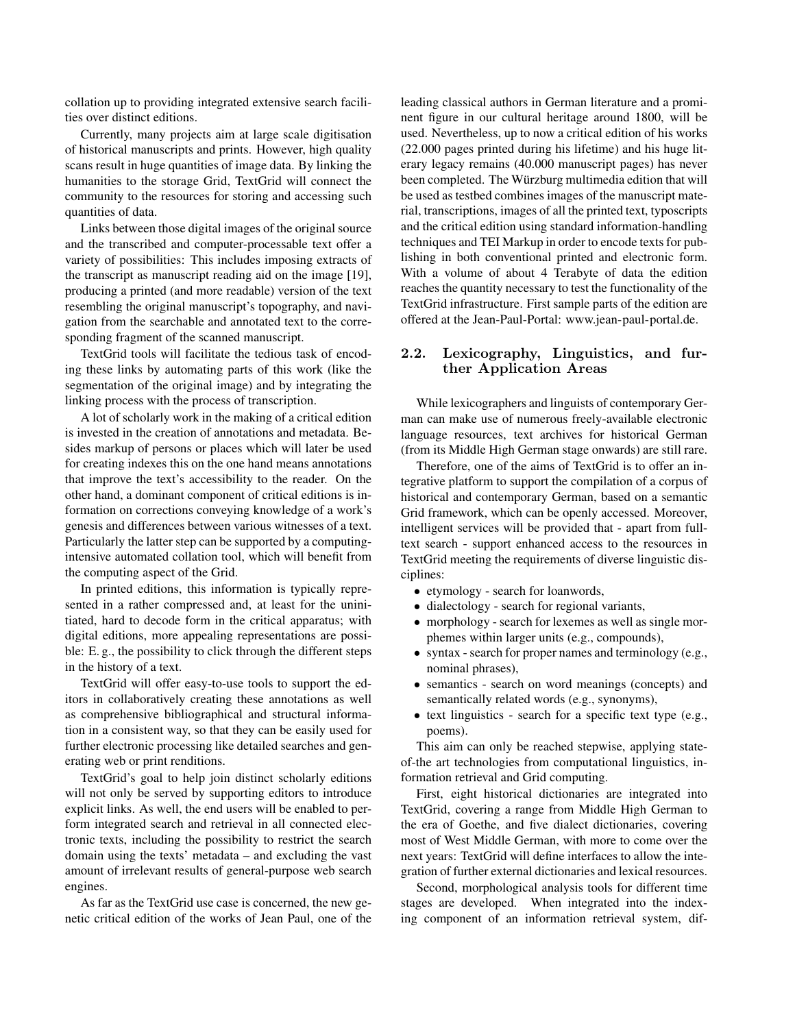collation up to providing integrated extensive search facilities over distinct editions.

Currently, many projects aim at large scale digitisation of historical manuscripts and prints. However, high quality scans result in huge quantities of image data. By linking the humanities to the storage Grid, TextGrid will connect the community to the resources for storing and accessing such quantities of data.

Links between those digital images of the original source and the transcribed and computer-processable text offer a variety of possibilities: This includes imposing extracts of the transcript as manuscript reading aid on the image [19], producing a printed (and more readable) version of the text resembling the original manuscript's topography, and navigation from the searchable and annotated text to the corresponding fragment of the scanned manuscript.

TextGrid tools will facilitate the tedious task of encoding these links by automating parts of this work (like the segmentation of the original image) and by integrating the linking process with the process of transcription.

A lot of scholarly work in the making of a critical edition is invested in the creation of annotations and metadata. Besides markup of persons or places which will later be used for creating indexes this on the one hand means annotations that improve the text's accessibility to the reader. On the other hand, a dominant component of critical editions is information on corrections conveying knowledge of a work's genesis and differences between various witnesses of a text. Particularly the latter step can be supported by a computing-intensive automated collation tool, which will benefit from the computing aspect of the Grid.

In printed editions, this information is typically represented in a rather compressed and, at least for the uninitiated, hard to decode form in the critical apparatus; with digital editions, more appealing representations are possible: E. g., the possibility to click through the different steps in the history of a text.

TextGrid will offer easy-to-use tools to support the editors in collaboratively creating these annotations as well as comprehensive bibliographical and structural information in a consistent way, so that they can be easily used for further electronic processing like detailed searches and generating web or print renditions.

TextGrid's goal to help join distinct scholarly editions will not only be served by supporting editors to introduce explicit links. As well, the end users will be enabled to perform integrated search and retrieval in all connected electronic texts, including the possibility to restrict the search domain using the texts' metadata – and excluding the vast amount of irrelevant results of general-purpose web search engines.

As far as the TextGrid use case is concerned, the new genetic critical edition of the works of Jean Paul, one of the leading classical authors in German literature and a prominent figure in our cultural heritage around 1800, will be used. Nevertheless, up to now a critical edition of his works (22.000 pages printed during his lifetime) and his huge literary legacy remains (40.000 manuscript pages) has never been completed. The Würzburg multimedia edition that will be used as testbed combines images of the manuscript material, transcriptions, images of all the printed text, typoscripts and the critical edition using standard information-handling techniques and TEI Markup in order to encode texts for publishing in both conventional printed and electronic form. With a volume of about 4 Terabyte of data the edition reaches the quantity necessary to test the functionality of the TextGrid infrastructure. First sample parts of the edition are offered at the Jean-Paul-Portal: www.jean-paul-portal.de.

## 2.2. Lexicography, Linguistics, and further Application Areas

While lexicographers and linguists of contemporary German can make use of numerous freely-available electronic language resources, text archives for historical German (from its Middle High German stage onwards) are still rare.

Therefore, one of the aims of TextGrid is to offer an integrative platform to support the compilation of a corpus of historical and contemporary German, based on a semantic Grid framework, which can be openly accessed. Moreover, intelligent services will be provided that - apart from full-text search - support enhanced access to the resources in TextGrid meeting the requirements of diverse linguistic disciplines:

- etymology - search for loanwords,
- dialectology - search for regional variants,
- morphology - search for lexemes as well as single morphemes within larger units (e.g., compounds),
- syntax - search for proper names and terminology (e.g., nominal phrases),
- semantics - search on word meanings (concepts) and semantically related words (e.g., synonyms),
- text linguistics - search for a specific text type (e.g., poems).

This aim can only be reached stepwise, applying state-of-the art technologies from computational linguistics, information retrieval and Grid computing.

First, eight historical dictionaries are integrated into TextGrid, covering a range from Middle High German to the era of Goethe, and five dialect dictionaries, covering most of West Middle German, with more to come over the next years: TextGrid will define interfaces to allow the integration of further external dictionaries and lexical resources.

Second, morphological analysis tools for different time stages are developed. When integrated into the indexing component of an information retrieval system, dif-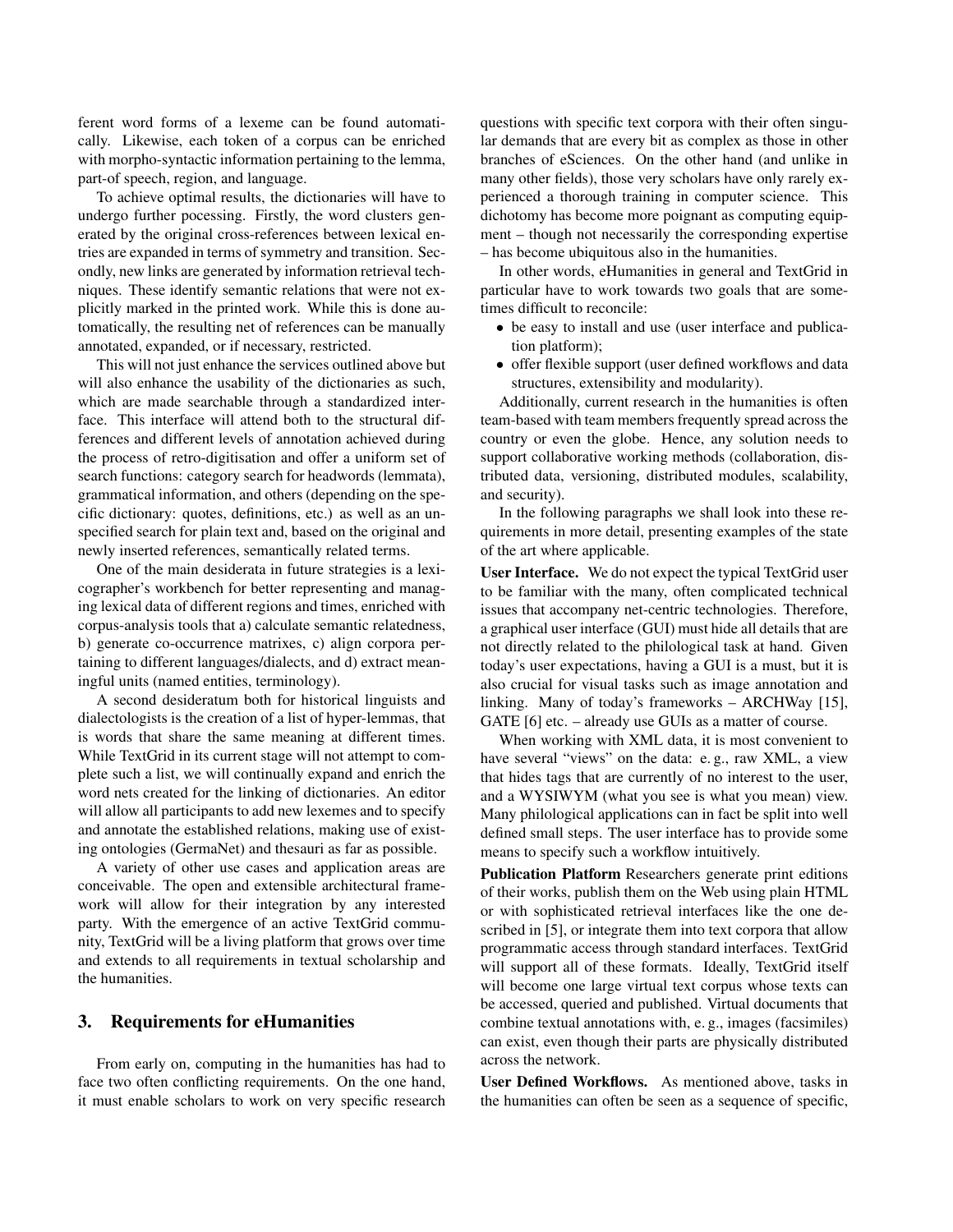ferent word forms of a lexeme can be found automatically. Likewise, each token of a corpus can be enriched with morpho-syntactic information pertaining to the lemma, part-of speech, region, and language.

To achieve optimal results, the dictionaries will have to undergo further pocessing. Firstly, the word clusters generated by the original cross-references between lexical entries are expanded in terms of symmetry and transition. Secondly, new links are generated by information retrieval techniques. These identify semantic relations that were not explicitly marked in the printed work. While this is done automatically, the resulting net of references can be manually annotated, expanded, or if necessary, restricted.

This will not just enhance the services outlined above but will also enhance the usability of the dictionaries as such, which are made searchable through a standardized interface. This interface will attend both to the structural differences and different levels of annotation achieved during the process of retro-digitisation and offer a uniform set of search functions: category search for headwords (lemmata), grammatical information, and others (depending on the specific dictionary: quotes, definitions, etc.) as well as an unspecified search for plain text and, based on the original and newly inserted references, semantically related terms.

One of the main desiderata in future strategies is a lexicographer's workbench for better representing and managing lexical data of different regions and times, enriched with corpus-analysis tools that a) calculate semantic relatedness, b) generate co-occurrence matrixes, c) align corpora pertaining to different languages/dialects, and d) extract meaningful units (named entities, terminology).

A second desideratum both for historical linguists and dialectologists is the creation of a list of hyper-lemmas, that is words that share the same meaning at different times. While TextGrid in its current stage will not attempt to complete such a list, we will continually expand and enrich the word nets created for the linking of dictionaries. An editor will allow all participants to add new lexemes and to specify and annotate the established relations, making use of existing ontologies (GermaNet) and thesauri as far as possible.

A variety of other use cases and application areas are conceivable. The open and extensible architectural framework will allow for their integration by any interested party. With the emergence of an active TextGrid community, TextGrid will be a living platform that grows over time and extends to all requirements in textual scholarship and the humanities.

## 3. Requirements for eHumanities

From early on, computing in the humanities has had to face two often conflicting requirements. On the one hand, it must enable scholars to work on very specific research questions with specific text corpora with their often singular demands that are every bit as complex as those in other branches of eSciences. On the other hand (and unlike in many other fields), those very scholars have only rarely experienced a thorough training in computer science. This dichotomy has become more poignant as computing equipment – though not necessarily the corresponding expertise – has become ubiquitous also in the humanities.

In other words, eHumanities in general and TextGrid in particular have to work towards two goals that are sometimes difficult to reconcile:

- be easy to install and use (user interface and publication platform);
- offer flexible support (user defined workflows and data structures, extensibility and modularity).

Additionally, current research in the humanities is often team-based with team members frequently spread across the country or even the globe. Hence, any solution needs to support collaborative working methods (collaboration, distributed data, versioning, distributed modules, scalability, and security).

In the following paragraphs we shall look into these requirements in more detail, presenting examples of the state of the art where applicable.

**User Interface.** We do not expect the typical TextGrid user to be familiar with the many, often complicated technical issues that accompany net-centric technologies. Therefore, a graphical user interface (GUI) must hide all details that are not directly related to the philological task at hand. Given today's user expectations, having a GUI is a must, but it is also crucial for visual tasks such as image annotation and linking. Many of today's frameworks – ARCHWay [15], GATE [6] etc. – already use GUIs as a matter of course.

When working with XML data, it is most convenient to have several "views" on the data: e. g., raw XML, a view that hides tags that are currently of no interest to the user, and a WYSIWYM (what you see is what you mean) view. Many philological applications can in fact be split into well defined small steps. The user interface has to provide some means to specify such a workflow intuitively.

**Publication Platform** Researchers generate print editions of their works, publish them on the Web using plain HTML or with sophisticated retrieval interfaces like the one described in [5], or integrate them into text corpora that allow programmatic access through standard interfaces. TextGrid will support all of these formats. Ideally, TextGrid itself will become one large virtual text corpus whose texts can be accessed, queried and published. Virtual documents that combine textual annotations with, e. g., images (facsimiles) can exist, even though their parts are physically distributed across the network.

**User Defined Workflows.** As mentioned above, tasks in the humanities can often be seen as a sequence of specific,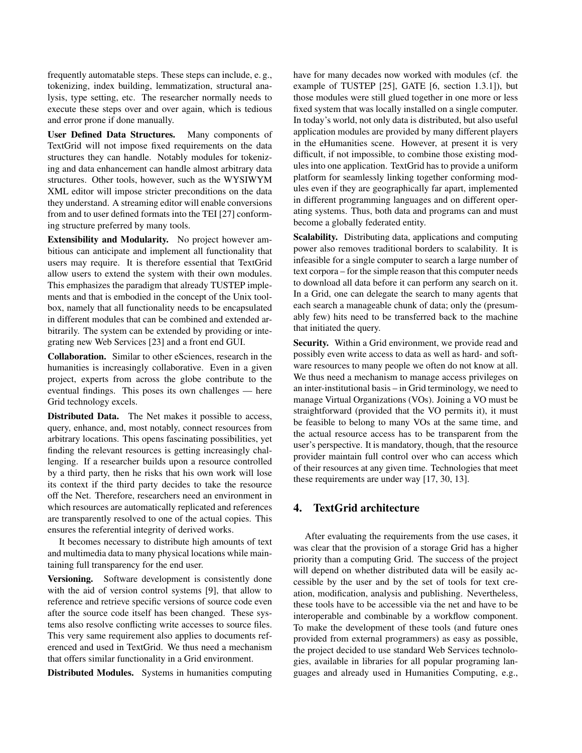frequently automatable steps. These steps can include, e. g., tokenizing, index building, lemmatization, structural analysis, type setting, etc. The researcher normally needs to execute these steps over and over again, which is tedious and error prone if done manually.

**User Defined Data Structures.** Many components of TextGrid will not impose fixed requirements on the data structures they can handle. Notably modules for tokenizing and data enhancement can handle almost arbitrary data structures. Other tools, however, such as the WYSIWYM XML editor will impose stricter preconditions on the data they understand. A streaming editor will enable conversions from and to user defined formats into the TEI [27] conforming structure preferred by many tools.

**Extensibility and Modularity.** No project however ambitious can anticipate and implement all functionality that users may require. It is therefore essential that TextGrid allow users to extend the system with their own modules. This emphasizes the paradigm that already TUSTEP implements and that is embodied in the concept of the Unix toolbox, namely that all functionality needs to be encapsulated in different modules that can be combined and extended arbitrarily. The system can be extended by providing or integrating new Web Services [23] and a front end GUI.

**Collaboration.** Similar to other eSciences, research in the humanities is increasingly collaborative. Even in a given project, experts from across the globe contribute to the eventual findings. This poses its own challenges — here Grid technology excels.

**Distributed Data.** The Net makes it possible to access, query, enhance, and, most notably, connect resources from arbitrary locations. This opens fascinating possibilities, yet finding the relevant resources is getting increasingly challenging. If a researcher builds upon a resource controlled by a third party, then he risks that his own work will lose its context if the third party decides to take the resource off the Net. Therefore, researchers need an environment in which resources are automatically replicated and references are transparently resolved to one of the actual copies. This ensures the referential integrity of derived works.

It becomes necessary to distribute high amounts of text and multimedia data to many physical locations while maintaining full transparency for the end user.

**Versioning.** Software development is consistently done with the aid of version control systems [9], that allow to reference and retrieve specific versions of source code even after the source code itself has been changed. These systems also resolve conflicting write accesses to source files. This very same requirement also applies to documents referenced and used in TextGrid. We thus need a mechanism that offers similar functionality in a Grid environment.

**Distributed Modules.** Systems in humanities computing have for many decades now worked with modules (cf. the example of TUSTEP [25], GATE [6, section 1.3.1]), but those modules were still glued together in one more or less fixed system that was locally installed on a single computer. In today's world, not only data is distributed, but also useful application modules are provided by many different players in the eHumanities scene. However, at present it is very difficult, if not impossible, to combine those existing modules into one application. TextGrid has to provide a uniform platform for seamlessly linking together conforming modules even if they are geographically far apart, implemented in different programming languages and on different operating systems. Thus, both data and programs can and must become a globally federated entity.

**Scalability.** Distributing data, applications and computing power also removes traditional borders to scalability. It is infeasible for a single computer to search a large number of text corpora – for the simple reason that this computer needs to download all data before it can perform any search on it. In a Grid, one can delegate the search to many agents that each search a manageable chunk of data; only the (presumably few) hits need to be transferred back to the machine that initiated the query.

**Security.** Within a Grid environment, we provide read and possibly even write access to data as well as hard- and software resources to many people we often do not know at all. We thus need a mechanism to manage access privileges on an inter-institutional basis – in Grid terminology, we need to manage Virtual Organizations (VOs). Joining a VO must be straightforward (provided that the VO permits it), it must be feasible to belong to many VOs at the same time, and the actual resource access has to be transparent from the user's perspective. It is mandatory, though, that the resource provider maintain full control over who can access which of their resources at any given time. Technologies that meet these requirements are under way [17, 30, 13].

## 4. TextGrid architecture

After evaluating the requirements from the use cases, it was clear that the provision of a storage Grid has a higher priority than a computing Grid. The success of the project will depend on whether distributed data will be easily accessible by the user and by the set of tools for text creation, modification, analysis and publishing. Nevertheless, these tools have to be accessible via the net and have to be interoperable and combinable by a workflow component. To make the development of these tools (and future ones provided from external programmers) as easy as possible, the project decided to use standard Web Services technologies, available in libraries for all popular programing languages and already used in Humanities Computing, e.g.,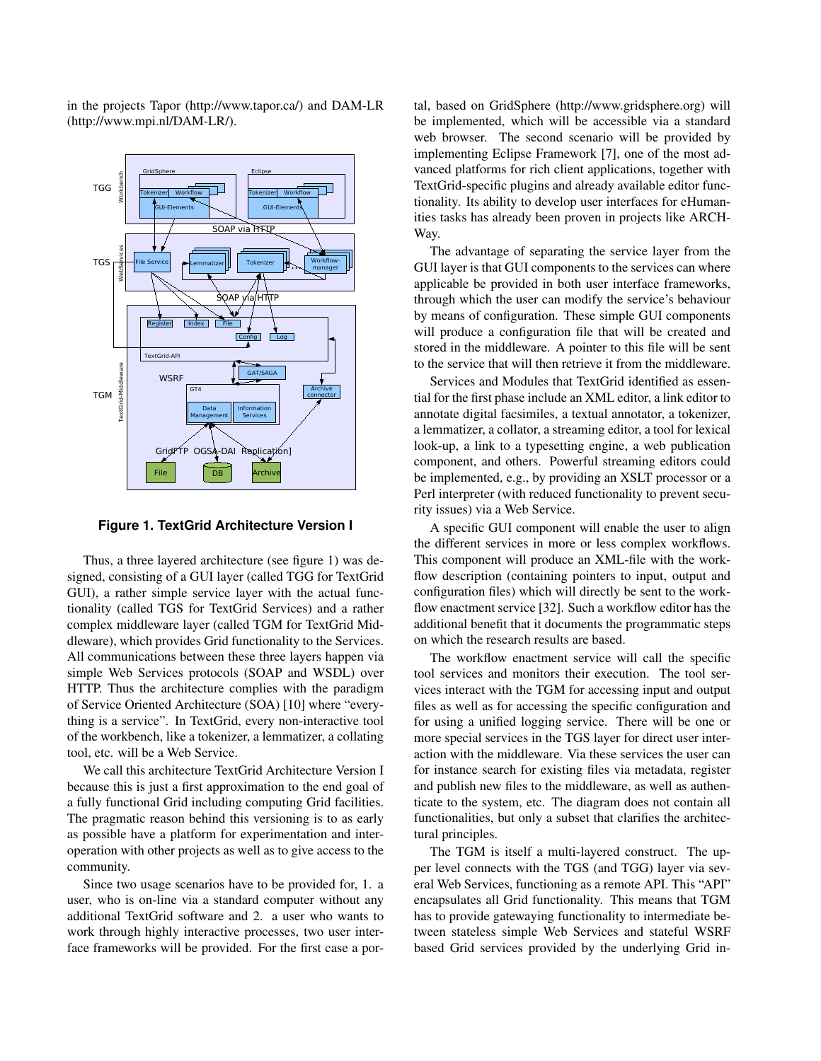in the projects Tapor (http://www.tapor.ca/) and DAM-LR (http://www.mpi.nl/DAM-LR/).

**Figure 1. TextGrid Architecture Version I**

Thus, a three layered architecture (see figure 1) was designed, consisting of a GUI layer (called TGG for TextGrid GUI), a rather simple service layer with the actual functionality (called TGS for TextGrid Services) and a rather complex middleware layer (called TGM for TextGrid Middleware), which provides Grid functionality to the Services. All communications between these three layers happen via simple Web Services protocols (SOAP and WSDL) over HTTP. Thus the architecture complies with the paradigm of Service Oriented Architecture (SOA) [10] where "everything is a service". In TextGrid, every non-interactive tool of the workbench, like a tokenizer, a lemmatizer, a collating tool, etc. will be a Web Service.

We call this architecture TextGrid Architecture Version I because this is just a first approximation to the end goal of a fully functional Grid including computing Grid facilities. The pragmatic reason behind this versioning is to as early as possible have a platform for experimentation and interoperation with other projects as well as to give access to the community.

Since two usage scenarios have to be provided for, 1. a user, who is on-line via a standard computer without any additional TextGrid software and 2. a user who wants to work through highly interactive processes, two user interface frameworks will be provided. For the first case a portal, based on GridSphere (http://www.gridsphere.org) will be implemented, which will be accessible via a standard web browser. The second scenario will be provided by implementing Eclipse Framework [7], one of the most advanced platforms for rich client applications, together with TextGrid-specific plugins and already available editor functionality. Its ability to develop user interfaces for eHumanities tasks has already been proven in projects like ARCH-Way.

The advantage of separating the service layer from the GUI layer is that GUI components to the services can where applicable be provided in both user interface frameworks, through which the user can modify the service's behaviour by means of configuration. These simple GUI components will produce a configuration file that will be created and stored in the middleware. A pointer to this file will be sent to the service that will then retrieve it from the middleware.

Services and Modules that TextGrid identified as essential for the first phase include an XML editor, a link editor to annotate digital facsimiles, a textual annotator, a tokenizer, a lemmatizer, a collator, a streaming editor, a tool for lexical look-up, a link to a typesetting engine, a web publication component, and others. Powerful streaming editors could be implemented, e.g., by providing an XSLT processor or a Perl interpreter (with reduced functionality to prevent security issues) via a Web Service.

A specific GUI component will enable the user to align the different services in more or less complex workflows. This component will produce an XML-file with the workflow description (containing pointers to input, output and configuration files) which will directly be sent to the workflow enactment service [32]. Such a workflow editor has the additional benefit that it documents the programmatic steps on which the research results are based.

The workflow enactment service will call the specific tool services and monitors their execution. The tool services interact with the TGM for accessing input and output files as well as for accessing the specific configuration and for using a unified logging service. There will be one or more special services in the TGS layer for direct user interaction with the middleware. Via these services the user can for instance search for existing files via metadata, register and publish new files to the middleware, as well as authenticate to the system, etc. The diagram does not contain all functionalities, but only a subset that clarifies the architectural principles.

The TGM is itself a multi-layered construct. The upper level connects with the TGS (and TGG) layer via several Web Services, functioning as a remote API. This "API" encapsulates all Grid functionality. This means that TGM has to provide gatewaying functionality to intermediate between stateless simple Web Services and stateful WSRF based Grid services provided by the underlying Grid in-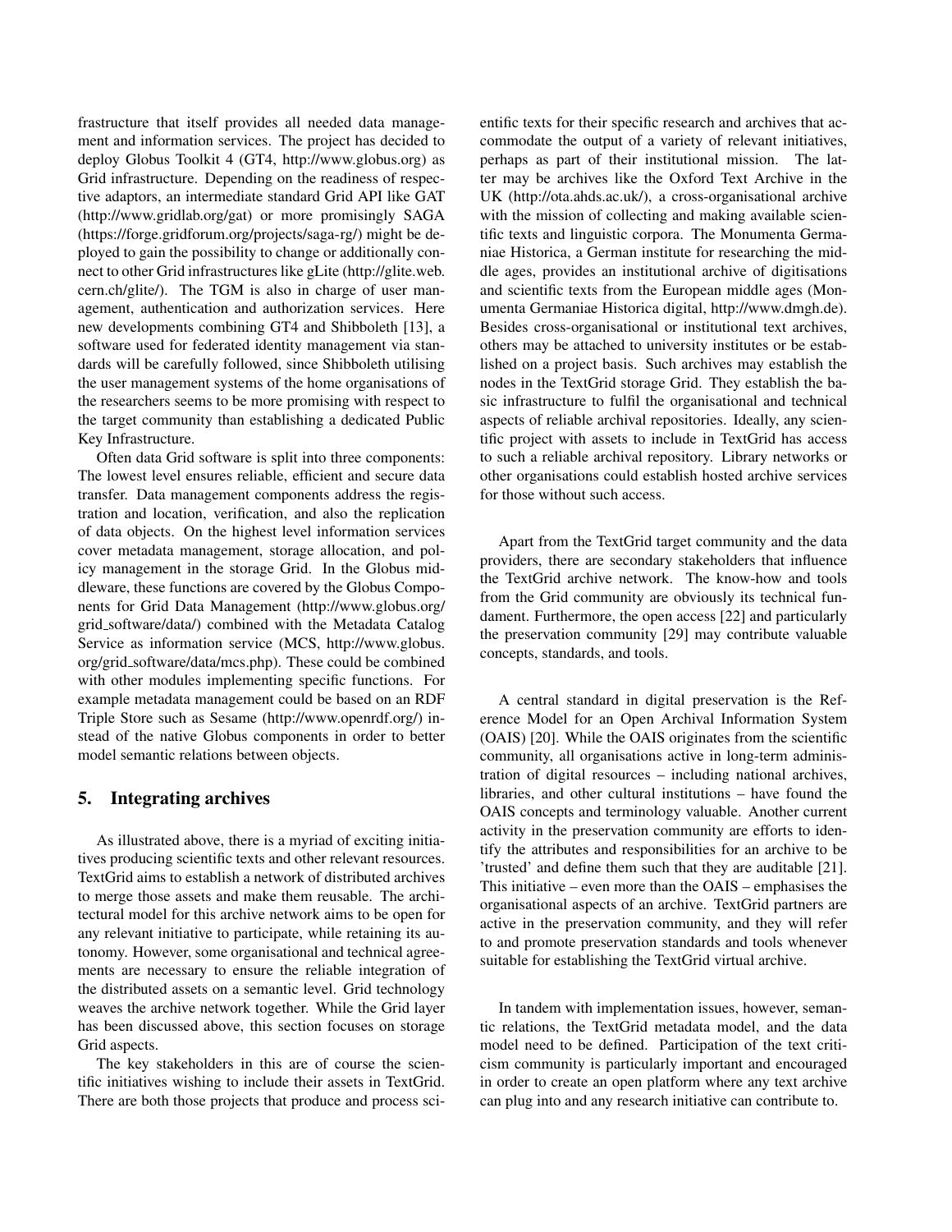frastructure that itself provides all needed data management and information services. The project has decided to deploy Globus Toolkit 4 (GT4, http://www.globus.org) as Grid infrastructure. Depending on the readiness of respective adaptors, an intermediate standard Grid API like GAT (http://www.gridlab.org/gat) or more promisingly SAGA (https://forge.gridforum.org/projects/saga-rg/) might be deployed to gain the possibility to change or additionally connect to other Grid infrastructures like gLite (http://glite.web.cern.ch/glite/). The TGM is also in charge of user management, authentication and authorization services. Here new developments combining GT4 and Shibboleth [13], a software used for federated identity management via standards will be carefully followed, since Shibboleth utilising the user management systems of the home organisations of the researchers seems to be more promising with respect to the target community than establishing a dedicated Public Key Infrastructure.

Often data Grid software is split into three components: The lowest level ensures reliable, efficient and secure data transfer. Data management components address the registration and location, verification, and also the replication of data objects. On the highest level information services cover metadata management, storage allocation, and policy management in the storage Grid. In the Globus middleware, these functions are covered by the Globus Components for Grid Data Management (http://www.globus.org/grid_software/data/) combined with the Metadata Catalog Service as information service (MCS, http://www.globus.org/grid_software/data/mcs.php). These could be combined with other modules implementing specific functions. For example metadata management could be based on an RDF Triple Store such as Sesame (http://www.openrdf.org/) instead of the native Globus components in order to better model semantic relations between objects.

## 5. Integrating archives

As illustrated above, there is a myriad of exciting initiatives producing scientific texts and other relevant resources. TextGrid aims to establish a network of distributed archives to merge those assets and make them reusable. The architectural model for this archive network aims to be open for any relevant initiative to participate, while retaining its autonomy. However, some organisational and technical agreements are necessary to ensure the reliable integration of the distributed assets on a semantic level. Grid technology weaves the archive network together. While the Grid layer has been discussed above, this section focuses on storage Grid aspects.

The key stakeholders in this are of course the scientific initiatives wishing to include their assets in TextGrid. There are both those projects that produce and process scientific texts for their specific research and archives that accommodate the output of a variety of relevant initiatives, perhaps as part of their institutional mission. The latter may be archives like the Oxford Text Archive in the UK (http://ota.ahds.ac.uk/), a cross-organisational archive with the mission of collecting and making available scientific texts and linguistic corpora. The Monumenta Germaniae Historica, a German institute for researching the middle ages, provides an institutional archive of digitisations and scientific texts from the European middle ages (Monumenta Germaniae Historica digital, http://www.dmgh.de). Besides cross-organisational or institutional text archives, others may be attached to university institutes or be established on a project basis. Such archives may establish the nodes in the TextGrid storage Grid. They establish the basic infrastructure to fulfil the organisational and technical aspects of reliable archival repositories. Ideally, any scientific project with assets to include in TextGrid has access to such a reliable archival repository. Library networks or other organisations could establish hosted archive services for those without such access.

Apart from the TextGrid target community and the data providers, there are secondary stakeholders that influence the TextGrid archive network. The know-how and tools from the Grid community are obviously its technical fundament. Furthermore, the open access [22] and particularly the preservation community [29] may contribute valuable concepts, standards, and tools.

A central standard in digital preservation is the Reference Model for an Open Archival Information System (OAIS) [20]. While the OAIS originates from the scientific community, all organisations active in long-term administration of digital resources – including national archives, libraries, and other cultural institutions – have found the OAIS concepts and terminology valuable. Another current activity in the preservation community are efforts to identify the attributes and responsibilities for an archive to be 'trusted' and define them such that they are auditable [21]. This initiative – even more than the OAIS – emphasises the organisational aspects of an archive. TextGrid partners are active in the preservation community, and they will refer to and promote preservation standards and tools whenever suitable for establishing the TextGrid virtual archive.

In tandem with implementation issues, however, semantic relations, the TextGrid metadata model, and the data model need to be defined. Participation of the text criticism community is particularly important and encouraged in order to create an open platform where any text archive can plug into and any research initiative can contribute to.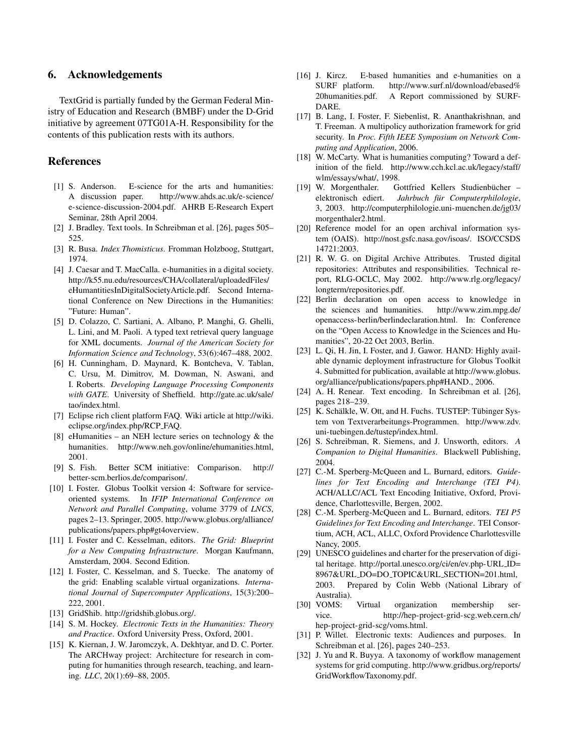## 6. Acknowledgements

TextGrid is partially funded by the German Federal Ministry of Education and Research (BMBF) under the D-Grid initiative by agreement 07TG01A-H. Responsibility for the contents of this publication rests with its authors.

## References

[1] S. Anderson. E-science for the arts and humanities: A discussion paper. http://www.ahds.ac.uk/e-science/e-science-discussion-2004.pdf. AHRB E-Research Expert Seminar, 28th April 2004.

[2] J. Bradley. Text tools. In Schreibman et al. [26], pages 505–525.

[3] R. Busa. *Index Thomisticus*. Fromman Holzboog, Stuttgart, 1974.

[4] J. Caesar and T. MacCalla. e-humanities in a digital society. http://k55.nu.edu/resources/CHA/collateral/uploadedFiles/eHumantitiesInDigitalSocietyArticle.pdf. Second International Conference on New Directions in the Humanities: "Future: Human".

[5] D. Colazzo, C. Sartiani, A. Albano, P. Manghi, G. Ghelli, L. Lini, and M. Paoli. A typed text retrieval query language for XML documents. *Journal of the American Society for Information Science and Technology*, 53(6):467–488, 2002.

[6] H. Cunningham, D. Maynard, K. Bontcheva, V. Tablan, C. Ursu, M. Dimitrov, M. Dowman, N. Aswani, and I. Roberts. *Developing Language Processing Components with GATE*. University of Sheffield. http://gate.ac.uk/sale/tao/index.html.

[7] Eclipse rich client platform FAQ. Wiki article at http://wiki.eclipse.org/index.php/RCP_FAQ.

[8] eHumanities – an NEH lecture series on technology & the humanities. http://www.neh.gov/online/ehumanities.html, 2001.

[9] S. Fish. Better SCM initiative: Comparison. http://better-scm.berlios.de/comparison/.

[10] I. Foster. Globus Toolkit version 4: Software for service-oriented systems. In *IFIP International Conference on Network and Parallel Computing*, volume 3779 of *LNCS*, pages 2–13. Springer, 2005. http://www.globus.org/alliance/publications/papers.php#gt4overview.

[11] I. Foster and C. Kesselman, editors. *The Grid: Blueprint for a New Computing Infrastructure*. Morgan Kaufmann, Amsterdam, 2004. Second Edition.

[12] I. Foster, C. Kesselman, and S. Tuecke. The anatomy of the grid: Enabling scalable virtual organizations. *International Journal of Supercomputer Applications*, 15(3):200–222, 2001.

[13] GridShib. http://gridshib.globus.org/.

[14] S. M. Hockey. *Electronic Texts in the Humanities: Theory and Practice*. Oxford University Press, Oxford, 2001.

[15] K. Kiernan, J. W. Jaromczyk, A. Dekhtyar, and D. C. Porter. The ARCHway project: Architecture for research in computing for humanities through research, teaching, and learning. *LLC*, 20(1):69–88, 2005.

[16] J. Kircz. E-based humanities and e-humanities on a SURF platform. http://www.surf.nl/download/ebased%20humanities.pdf. A Report commissioned by SURF-DARE.

[17] B. Lang, I. Foster, F. Siebenlist, R. Ananthakrishnan, and T. Freeman. A multipolicy authorization framework for grid security. In *Proc. Fifth IEEE Symposium on Network Computing and Application*, 2006.

[18] W. McCarty. What is humanities computing? Toward a definition of the field. http://www.cch.kcl.ac.uk/legacy/staff/wlm/essays/what/, 1998.

[19] W. Morgenthaler. Gottfried Kellers Studienbücher – elektronisch ediert. *Jahrbuch für Computerphilologie*, 3, 2003. http://computerphilologie.uni-muenchen.de/jg03/morgenthaler2.html.

[20] Reference model for an open archival information system (OAIS). http://nost.gsfc.nasa.gov/isoas/. ISO/CCSDS 14721:2003.

[21] R. W. G. on Digital Archive Attributes. Trusted digital repositories: Attributes and responsibilities. Technical report, RLG-OCLC, May 2002. http://www.rlg.org/legacy/longterm/repositories.pdf.

[22] Berlin declaration on open access to knowledge in the sciences and humanities. http://www.zim.mpg.de/openaccess-berlin/berlindeclaration.html. In: Conference on the "Open Access to Knowledge in the Sciences and Humanities", 20-22 Oct 2003, Berlin.

[23] L. Qi, H. Jin, I. Foster, and J. Gawor. HAND: Highly available dynamic deployment infrastructure for Globus Toolkit 4. Submitted for publication, available at http://www.globus.org/alliance/publications/papers.php#HAND., 2006.

[24] A. H. Renear. Text encoding. In Schreibman et al. [26], pages 218–239.

[25] K. Schälkle, W. Ott, and H. Fuchs. TUSTEP: Tübinger System von Textverarbeitungs-Programmen. http://www.zdv.uni-tuebingen.de/tustep/index.html.

[26] S. Schreibman, R. Siemens, and J. Unsworth, editors. *A Companion to Digital Humanities*. Blackwell Publishing, 2004.

[27] C.-M. Sperberg-McQueen and L. Burnard, editors. *Guidelines for Text Encoding and Interchange (TEI P4)*. ACH/ALLC/ACL Text Encoding Initiative, Oxford, Providence, Charlottesville, Bergen, 2002.

[28] C.-M. Sperberg-McQueen and L. Burnard, editors. *TEI P5 Guidelines for Text Encoding and Interchange*. TEI Consortium, ACH, ACL, ALLC, Oxford Providence Charlottesville Nancy, 2005.

[29] UNESCO guidelines and charter for the preservation of digital heritage. http://portal.unesco.org/ci/en/ev.php-URL_ID=8967&URL_DO=DO_TOPIC&URL_SECTION=201.html, 2003. Prepared by Colin Webb (National Library of Australia).

[30] VOMS: Virtual organization membership service. http://hep-project-grid-scg.web.cern.ch/hep-project-grid-scg/voms.html.

[31] P. Willet. Electronic texts: Audiences and purposes. In Schreibman et al. [26], pages 240–253.

[32] J. Yu and R. Buyya. A taxonomy of workflow management systems for grid computing. http://www.gridbus.org/reports/GridWorkflowTaxonomy.pdf.